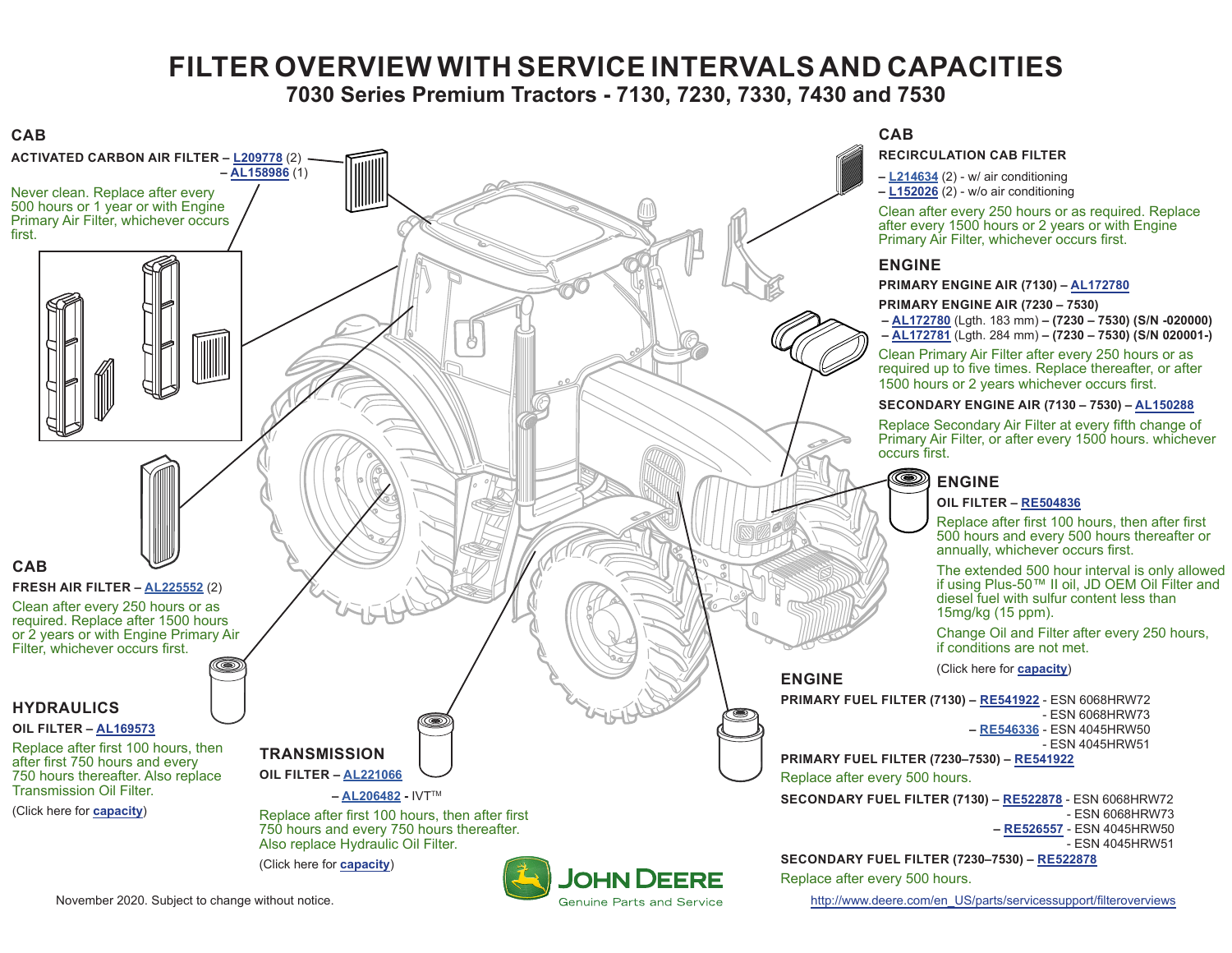# FILTER OVERVIEW WITH SERVICE INTERVALS AND CAPACITIES

## 7030 Series Premium Tractors - 7130, 7230, 7330, 7430 and 7530

### CAB

**ACTIVATED CARBON AIR FILTER – L209778** (2)
**– AL158986** (1)

Never clean. Replace after every 500 hours or 1 year or with Engine Primary Air Filter, whichever occurs first.

### CAB

**FRESH AIR FILTER – AL225552** (2)

Clean after every 250 hours or as required. Replace after 1500 hours or 2 years or with Engine Primary Air Filter, whichever occurs first.

### HYDRAULICS

**OIL FILTER – AL169573**

Replace after first 100 hours, then after first 750 hours and every 750 hours thereafter. Also replace Transmission Oil Filter.

(Click here for **capacity**)

### TRANSMISSION

**OIL FILTER – AL221066**

**– AL206482 -** IVT™

Replace after first 100 hours, then after first 750 hours and every 750 hours thereafter. Also replace Hydraulic Oil Filter.

(Click here for **capacity**)

### CAB

**RECIRCULATION CAB FILTER**

– **L214634** (2) - w/ air conditioning
– **L152026** (2) - w/o air conditioning

Clean after every 250 hours or as required. Replace after every 1500 hours or 2 years or with Engine Primary Air Filter, whichever occurs first.

### ENGINE

**PRIMARY ENGINE AIR (7130) – AL172780**

**PRIMARY ENGINE AIR (7230 – 7530)**

– **AL172780** (Lgth. 183 mm) **– (7230 – 7530) (S/N -020000)**
– **AL172781** (Lgth. 284 mm) **– (7230 – 7530) (S/N 020001-)**

Clean Primary Air Filter after every 250 hours or as required up to five times. Replace thereafter, or after 1500 hours or 2 years whichever occurs first.

**SECONDARY ENGINE AIR (7130 – 7530) – AL150288**

Replace Secondary Air Filter at every fifth change of Primary Air Filter, or after every 1500 hours. whichever occurs first.

### ENGINE

**OIL FILTER – RE504836**

Replace after first 100 hours, then after first 500 hours and every 500 hours thereafter or annually, whichever occurs first.

The extended 500 hour interval is only allowed if using Plus-50™ II oil, JD OEM Oil Filter and diesel fuel with sulfur content less than 15mg/kg (15 ppm).

Change Oil and Filter after every 250 hours, if conditions are not met.

(Click here for **capacity**)

### ENGINE

**PRIMARY FUEL FILTER (7130) – RE541922** - ESN 6068HRW72
- ESN 6068HRW73
**– RE546336** - ESN 4045HRW50
- ESN 4045HRW51

**PRIMARY FUEL FILTER (7230–7530) – RE541922**

Replace after every 500 hours.

**SECONDARY FUEL FILTER (7130) – RE522878** - ESN 6068HRW72
- ESN 6068HRW73
**– RE526557** - ESN 4045HRW50
- ESN 4045HRW51

**SECONDARY FUEL FILTER (7230–7530) – RE522878**

Replace after every 500 hours.

November 2020. Subject to change without notice.

JOHN DEERE
Genuine Parts and Service

http://www.deere.com/en_US/parts/servicesupport/filteroverviews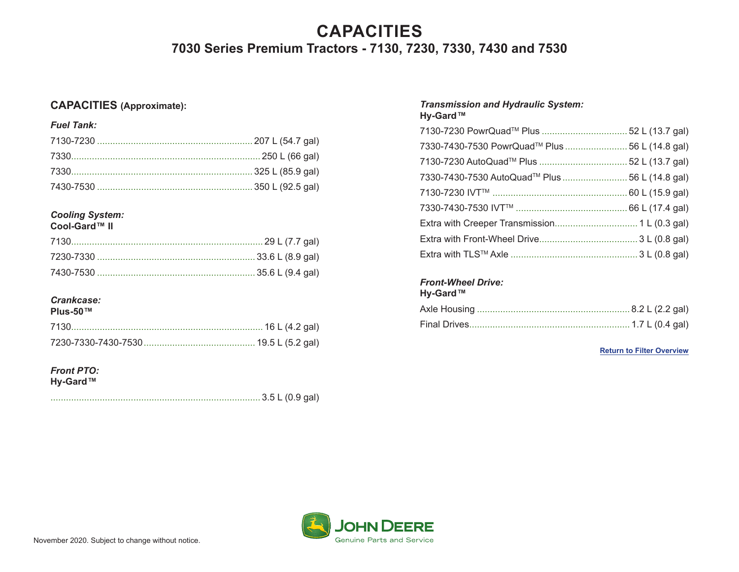# CAPACITIES

## 7030 Series Premium Tractors - 7130, 7230, 7330, 7430 and 7530

### CAPACITIES (Approximate):

*Fuel Tank:*

| | |
|---|---|
| 7130-7230 | 207 L (54.7 gal) |
| 7330 | 250 L (66 gal) |
| 7330 | 325 L (85.9 gal) |
| 7430-7530 | 350 L (92.5 gal) |

*Cooling System:*
**Cool-Gard™ II**

| | |
|---|---|
| 7130 | 29 L (7.7 gal) |
| 7230-7330 | 33.6 L (8.9 gal) |
| 7430-7530 | 35.6 L (9.4 gal) |

*Crankcase:*
**Plus-50™**

| | |
|---|---|
| 7130 | 16 L (4.2 gal) |
| 7230-7330-7430-7530 | 19.5 L (5.2 gal) |

*Front PTO:*
**Hy-Gard™**

| | |
|---|---|
| | 3.5 L (0.9 gal) |

*Transmission and Hydraulic System:*
**Hy-Gard™**

| | |
|---|---|
| 7130-7230 PowrQuad™ Plus | 52 L (13.7 gal) |
| 7330-7430-7530 PowrQuad™ Plus | 56 L (14.8 gal) |
| 7130-7230 AutoQuad™ Plus | 52 L (13.7 gal) |
| 7330-7430-7530 AutoQuad™ Plus | 56 L (14.8 gal) |
| 7130-7230 IVT™ | 60 L (15.9 gal) |
| 7330-7430-7530 IVT™ | 66 L (17.4 gal) |
| Extra with Creeper Transmission | 1 L (0.3 gal) |
| Extra with Front-Wheel Drive | 3 L (0.8 gal) |
| Extra with TLS™ Axle | 3 L (0.8 gal) |

*Front-Wheel Drive:*
**Hy-Gard™**

| | |
|---|---|
| Axle Housing | 8.2 L (2.2 gal) |
| Final Drives | 1.7 L (0.4 gal) |

Return to Filter Overview

November 2020. Subject to change without notice.

JOHN DEERE
Genuine Parts and Service